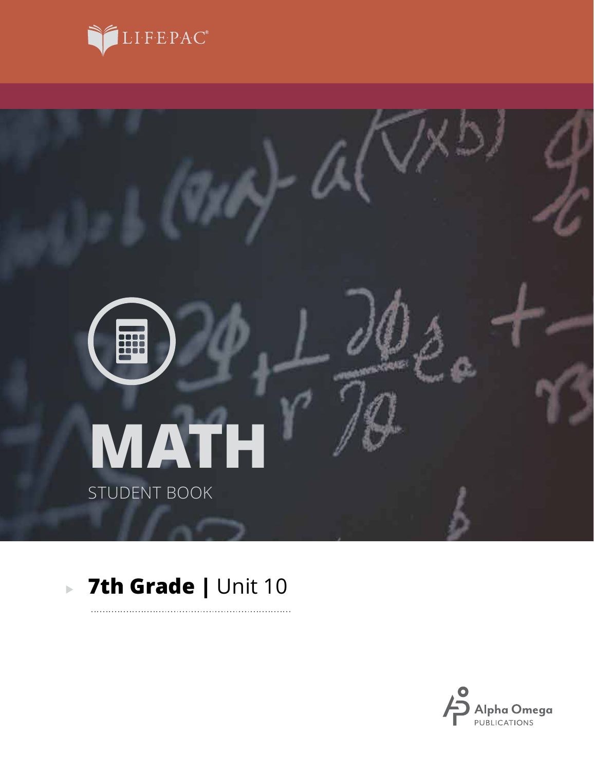LIFEPAC®

# MATH

STUDENT BOOK

## 7th Grade | Unit 10

Alpha Omega PUBLICATIONS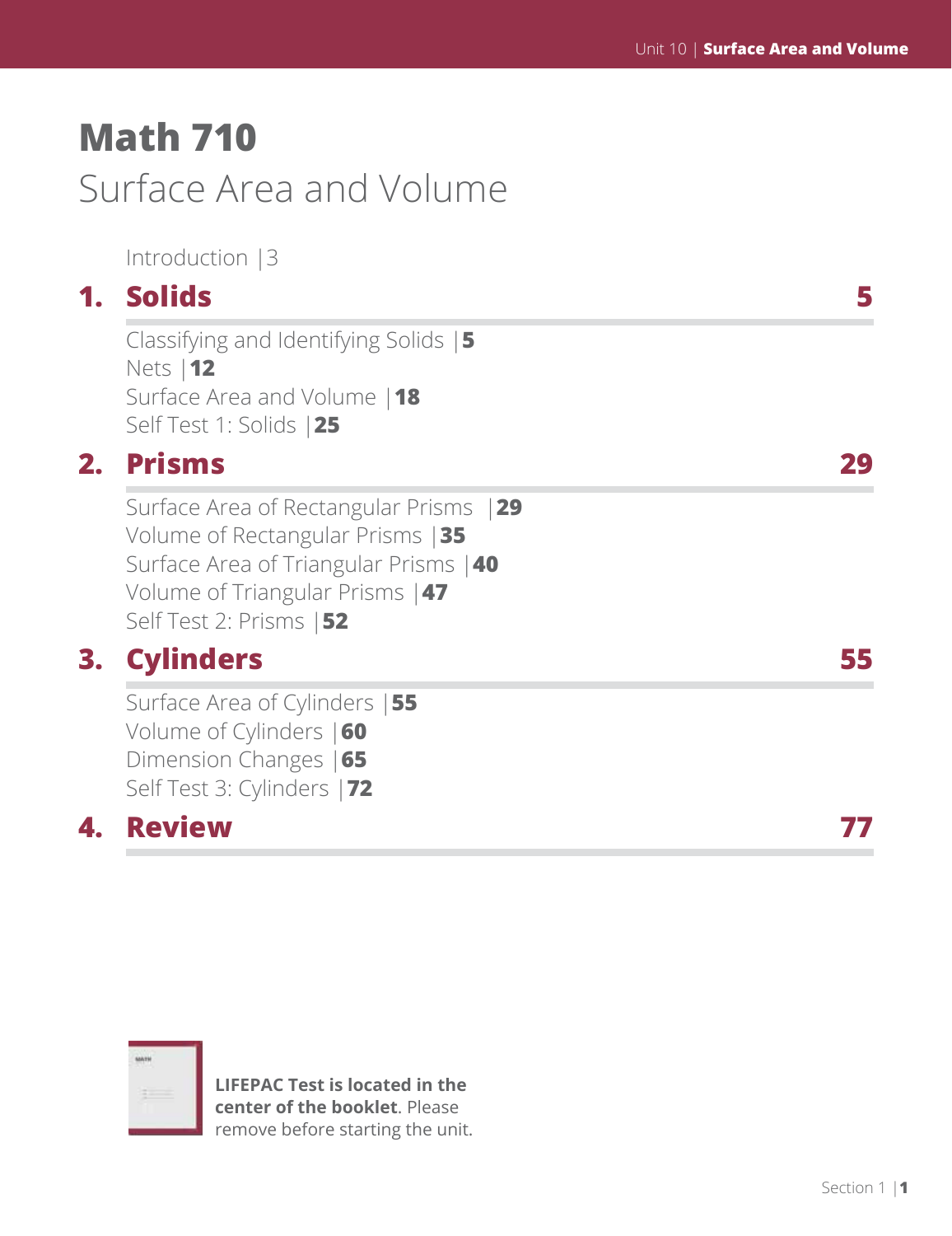# Math 710

## Surface Area and Volume

Introduction |3

## 1. Solids 5

Classifying and Identifying Solids |**5**
Nets |**12**
Surface Area and Volume |**18**
Self Test 1: Solids |**25**

## 2. Prisms 29

Surface Area of Rectangular Prisms |**29**
Volume of Rectangular Prisms |**35**
Surface Area of Triangular Prisms |**40**
Volume of Triangular Prisms |**47**
Self Test 2: Prisms |**52**

## 3. Cylinders 55

Surface Area of Cylinders |**55**
Volume of Cylinders |**60**
Dimension Changes |**65**
Self Test 3: Cylinders |**72**

## 4. Review 77

**LIFEPAC Test is located in the center of the booklet**. Please remove before starting the unit.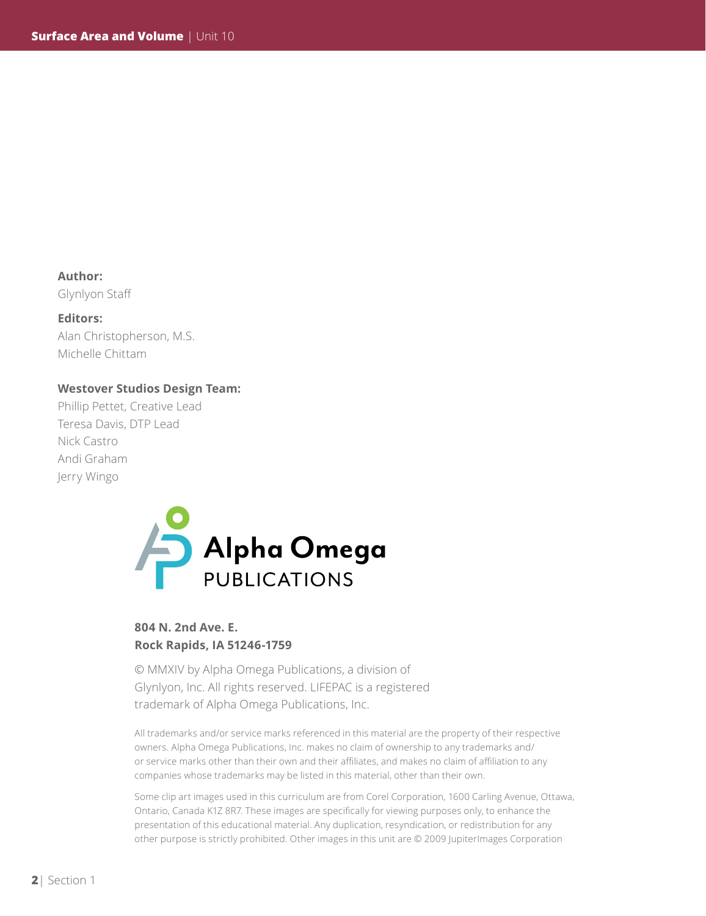**Author:**
Glynlyon Staff

**Editors:**
Alan Christopherson, M.S.
Michelle Chittam

**Westover Studios Design Team:**
Phillip Pettet, Creative Lead
Teresa Davis, DTP Lead
Nick Castro
Andi Graham
Jerry Wingo

Alpha Omega
PUBLICATIONS

**804 N. 2nd Ave. E.**
**Rock Rapids, IA 51246-1759**

© MMXIV by Alpha Omega Publications, a division of Glynlyon, Inc. All rights reserved. LIFEPAC is a registered trademark of Alpha Omega Publications, Inc.

All trademarks and/or service marks referenced in this material are the property of their respective owners. Alpha Omega Publications, Inc. makes no claim of ownership to any trademarks and/or service marks other than their own and their affiliates, and makes no claim of affiliation to any companies whose trademarks may be listed in this material, other than their own.

Some clip art images used in this curriculum are from Corel Corporation, 1600 Carling Avenue, Ottawa, Ontario, Canada K1Z 8R7. These images are specifically for viewing purposes only, to enhance the presentation of this educational material. Any duplication, resyndication, or redistribution for any other purpose is strictly prohibited. Other images in this unit are © 2009 JupiterImages Corporation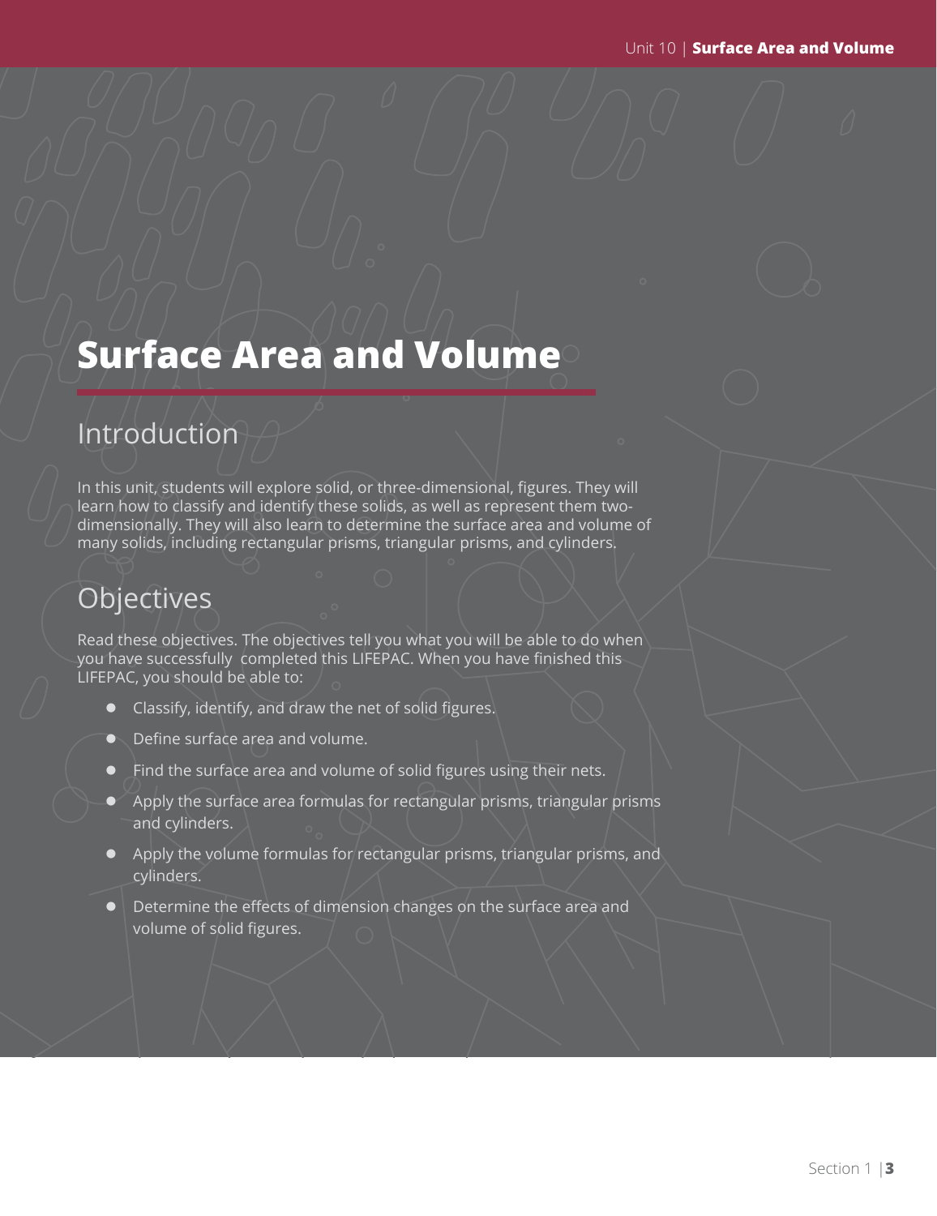# Surface Area and Volume

## Introduction

In this unit, students will explore solid, or three-dimensional, figures. They will learn how to classify and identify these solids, as well as represent them two-dimensionally. They will also learn to determine the surface area and volume of many solids, including rectangular prisms, triangular prisms, and cylinders.

## Objectives

Read these objectives. The objectives tell you what you will be able to do when you have successfully completed this LIFEPAC. When you have finished this LIFEPAC, you should be able to:

- Classify, identify, and draw the net of solid figures.
- Define surface area and volume.
- Find the surface area and volume of solid figures using their nets.
- Apply the surface area formulas for rectangular prisms, triangular prisms and cylinders.
- Apply the volume formulas for rectangular prisms, triangular prisms, and cylinders.
- Determine the effects of dimension changes on the surface area and volume of solid figures.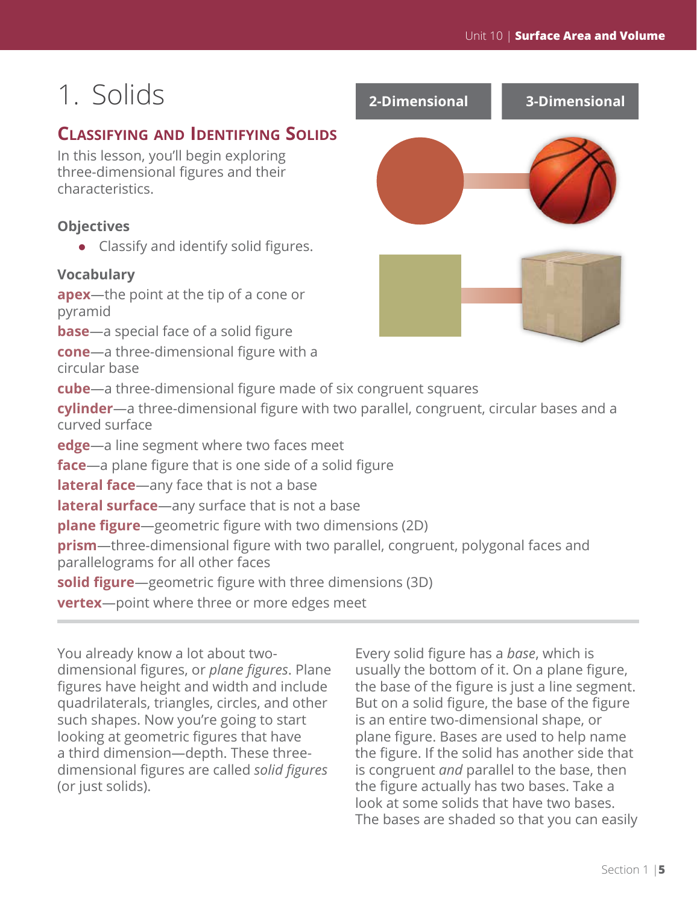# 1. Solids

## Classifying and Identifying Solids

In this lesson, you'll begin exploring three-dimensional figures and their characteristics.

**Objectives**

- Classify and identify solid figures.

**Vocabulary**

**apex**—the point at the tip of a cone or pyramid

**base**—a special face of a solid figure

**cone**—a three-dimensional figure with a circular base

**cube**—a three-dimensional figure made of six congruent squares

**cylinder**—a three-dimensional figure with two parallel, congruent, circular bases and a curved surface

**edge**—a line segment where two faces meet

**face**—a plane figure that is one side of a solid figure

**lateral face**—any face that is not a base

**lateral surface**—any surface that is not a base

**plane figure**—geometric figure with two dimensions (2D)

**prism**—three-dimensional figure with two parallel, congruent, polygonal faces and parallelograms for all other faces

**solid figure**—geometric figure with three dimensions (3D)

**vertex**—point where three or more edges meet

2-Dimensional | 3-Dimensional

You already know a lot about two-dimensional figures, or *plane figures*. Plane figures have height and width and include quadrilaterals, triangles, circles, and other such shapes. Now you're going to start looking at geometric figures that have a third dimension—depth. These three-dimensional figures are called *solid figures* (or just solids).

Every solid figure has a *base*, which is usually the bottom of it. On a plane figure, the base of the figure is just a line segment. But on a solid figure, the base of the figure is an entire two-dimensional shape, or plane figure. Bases are used to help name the figure. If the solid has another side that is congruent *and* parallel to the base, then the figure actually has two bases. Take a look at some solids that have two bases. The bases are shaded so that you can easily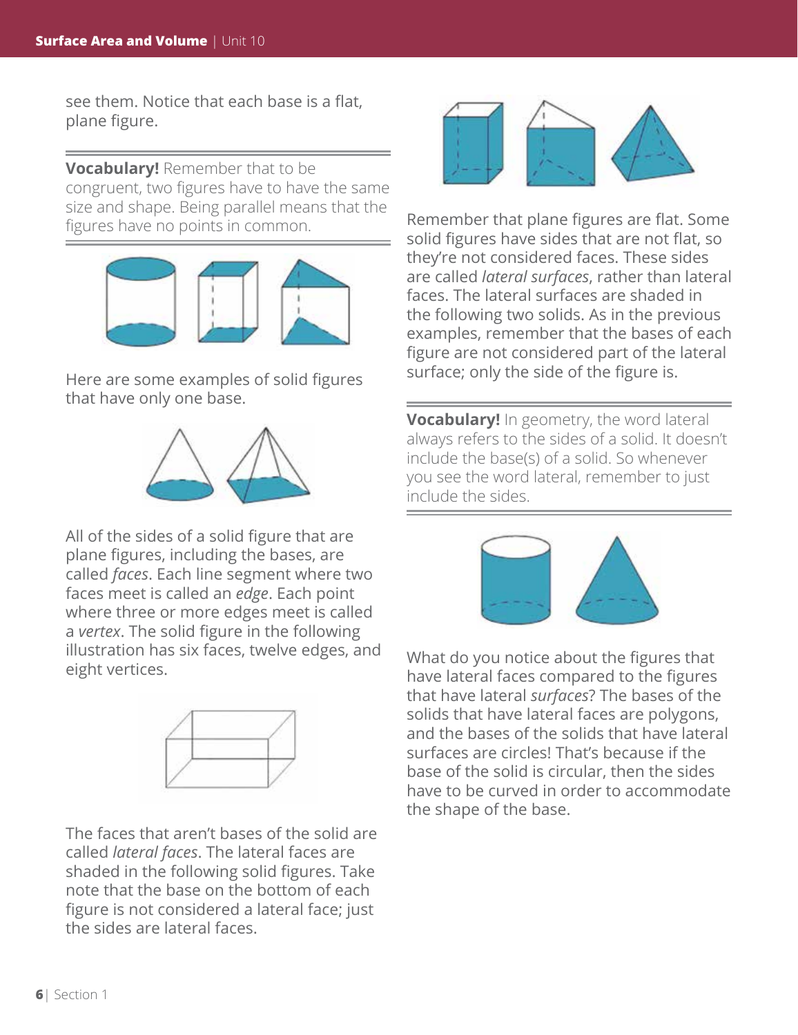see them. Notice that each base is a flat, plane figure.

**Vocabulary!** Remember that to be congruent, two figures have to have the same size and shape. Being parallel means that the figures have no points in common.

Here are some examples of solid figures that have only one base.

All of the sides of a solid figure that are plane figures, including the bases, are called *faces*. Each line segment where two faces meet is called an *edge*. Each point where three or more edges meet is called a *vertex*. The solid figure in the following illustration has six faces, twelve edges, and eight vertices.

The faces that aren't bases of the solid are called *lateral faces*. The lateral faces are shaded in the following solid figures. Take note that the base on the bottom of each figure is not considered a lateral face; just the sides are lateral faces.

Remember that plane figures are flat. Some solid figures have sides that are not flat, so they're not considered faces. These sides are called *lateral surfaces*, rather than lateral faces. The lateral surfaces are shaded in the following two solids. As in the previous examples, remember that the bases of each figure are not considered part of the lateral surface; only the side of the figure is.

**Vocabulary!** In geometry, the word lateral always refers to the sides of a solid. It doesn't include the base(s) of a solid. So whenever you see the word lateral, remember to just include the sides.

What do you notice about the figures that have lateral faces compared to the figures that have lateral *surfaces*? The bases of the solids that have lateral faces are polygons, and the bases of the solids that have lateral surfaces are circles! That's because if the base of the solid is circular, then the sides have to be curved in order to accommodate the shape of the base.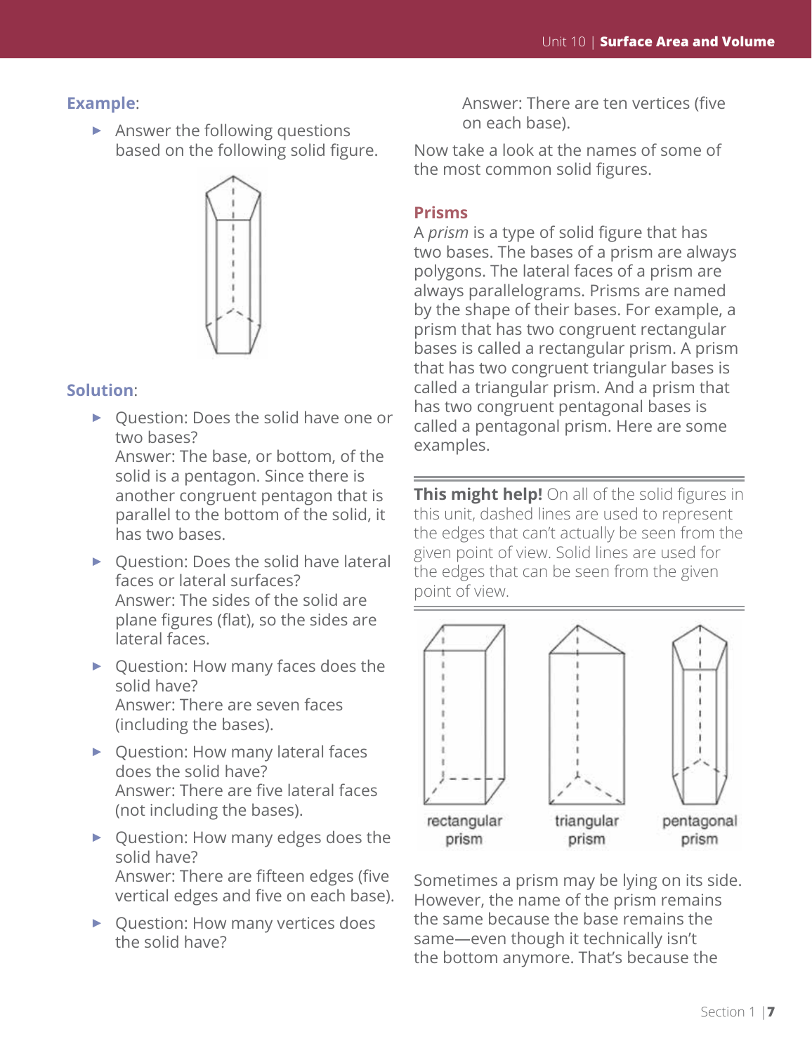**Example**:

- Answer the following questions based on the following solid figure.

**Solution**:

- Question: Does the solid have one or two bases?
  Answer: The base, or bottom, of the solid is a pentagon. Since there is another congruent pentagon that is parallel to the bottom of the solid, it has two bases.
- Question: Does the solid have lateral faces or lateral surfaces?
  Answer: The sides of the solid are plane figures (flat), so the sides are lateral faces.
- Question: How many faces does the solid have?
  Answer: There are seven faces (including the bases).
- Question: How many lateral faces does the solid have?
  Answer: There are five lateral faces (not including the bases).
- Question: How many edges does the solid have?
  Answer: There are fifteen edges (five vertical edges and five on each base).
- Question: How many vertices does the solid have?
  Answer: There are ten vertices (five on each base).

Now take a look at the names of some of the most common solid figures.

### Prisms

A *prism* is a type of solid figure that has two bases. The bases of a prism are always polygons. The lateral faces of a prism are always parallelograms. Prisms are named by the shape of their bases. For example, a prism that has two congruent rectangular bases is called a rectangular prism. A prism that has two congruent triangular bases is called a triangular prism. And a prism that has two congruent pentagonal bases is called a pentagonal prism. Here are some examples.

**This might help!** On all of the solid figures in this unit, dashed lines are used to represent the edges that can't actually be seen from the given point of view. Solid lines are used for the edges that can be seen from the given point of view.

rectangular prism | triangular prism | pentagonal prism

Sometimes a prism may be lying on its side. However, the name of the prism remains the same because the base remains the same—even though it technically isn't the bottom anymore. That's because the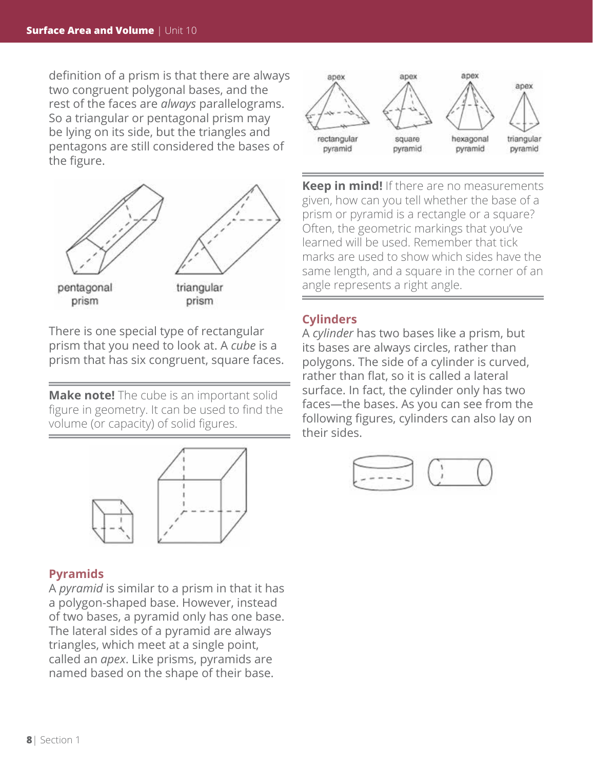definition of a prism is that there are always two congruent polygonal bases, and the rest of the faces are *always* parallelograms. So a triangular or pentagonal prism may be lying on its side, but the triangles and pentagons are still considered the bases of the figure.

pentagonal prism

triangular prism

There is one special type of rectangular prism that you need to look at. A *cube* is a prism that has six congruent, square faces.

**Make note!** The cube is an important solid figure in geometry. It can be used to find the volume (or capacity) of solid figures.

## Pyramids

A *pyramid* is similar to a prism in that it has a polygon-shaped base. However, instead of two bases, a pyramid only has one base. The lateral sides of a pyramid are always triangles, which meet at a single point, called an *apex*. Like prisms, pyramids are named based on the shape of their base.

apex | apex | apex | apex

rectangular pyramid | square pyramid | hexagonal pyramid | triangular pyramid

**Keep in mind!** If there are no measurements given, how can you tell whether the base of a prism or pyramid is a rectangle or a square? Often, the geometric markings that you've learned will be used. Remember that tick marks are used to show which sides have the same length, and a square in the corner of an angle represents a right angle.

## Cylinders

A *cylinder* has two bases like a prism, but its bases are always circles, rather than polygons. The side of a cylinder is curved, rather than flat, so it is called a lateral surface. In fact, the cylinder only has two faces—the bases. As you can see from the following figures, cylinders can also lay on their sides.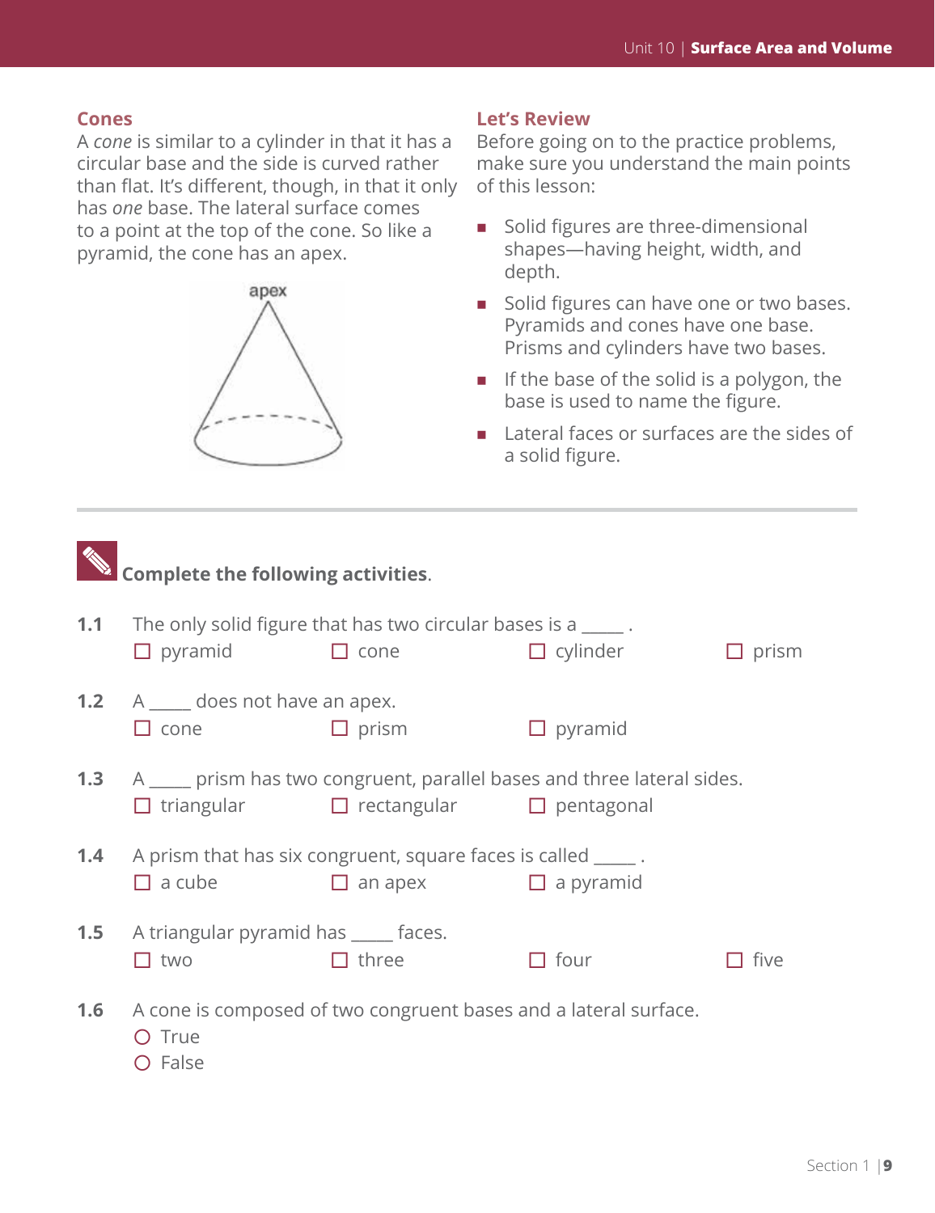## Cones

A *cone* is similar to a cylinder in that it has a circular base and the side is curved rather than flat. It's different, though, in that it only has *one* base. The lateral surface comes to a point at the top of the cone. So like a pyramid, the cone has an apex.

## Let's Review

Before going on to the practice problems, make sure you understand the main points of this lesson:

- Solid figures are three-dimensional shapes—having height, width, and depth.
- Solid figures can have one or two bases. Pyramids and cones have one base. Prisms and cylinders have two bases.
- If the base of the solid is a polygon, the base is used to name the figure.
- Lateral faces or surfaces are the sides of a solid figure.

---

**Complete the following activities.**

**1.1** The only solid figure that has two circular bases is a _____ .
☐ pyramid ☐ cone ☐ cylinder ☐ prism

**1.2** A _____ does not have an apex.
☐ cone ☐ prism ☐ pyramid

**1.3** A _____ prism has two congruent, parallel bases and three lateral sides.
☐ triangular ☐ rectangular ☐ pentagonal

**1.4** A prism that has six congruent, square faces is called _____ .
☐ a cube ☐ an apex ☐ a pyramid

**1.5** A triangular pyramid has _____ faces.
☐ two ☐ three ☐ four ☐ five

**1.6** A cone is composed of two congruent bases and a lateral surface.
○ True
○ False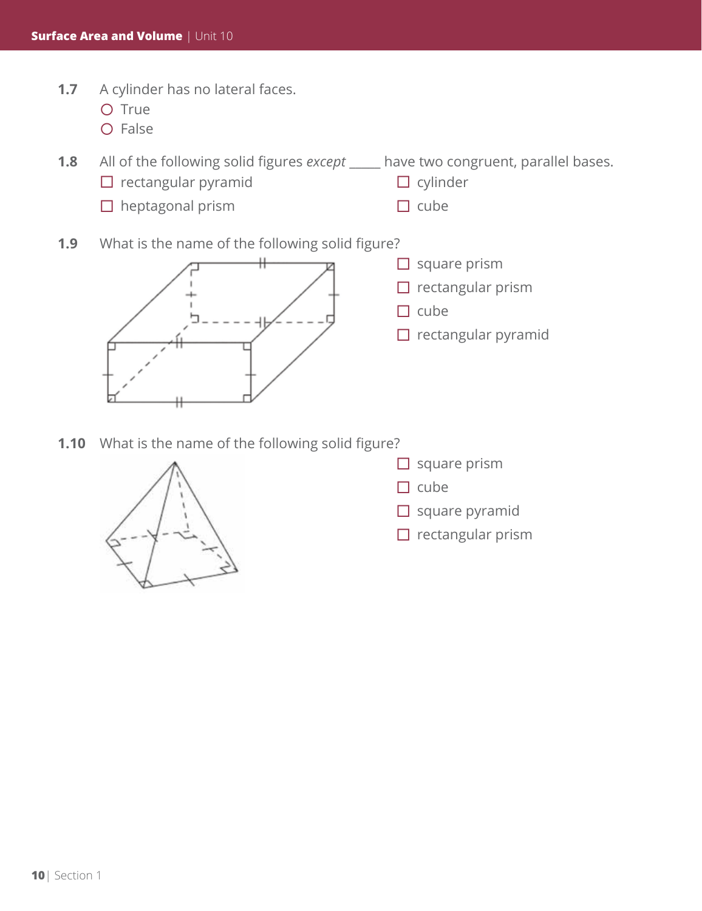**1.7** A cylinder has no lateral faces.

- ○ True
- ○ False

**1.8** All of the following solid figures *except* _____ have two congruent, parallel bases.

- ☐ rectangular pyramid
- ☐ heptagonal prism
- ☐ cylinder
- ☐ cube

**1.9** What is the name of the following solid figure?

- ☐ square prism
- ☐ rectangular prism
- ☐ cube
- ☐ rectangular pyramid

**1.10** What is the name of the following solid figure?

- ☐ square prism
- ☐ cube
- ☐ square pyramid
- ☐ rectangular prism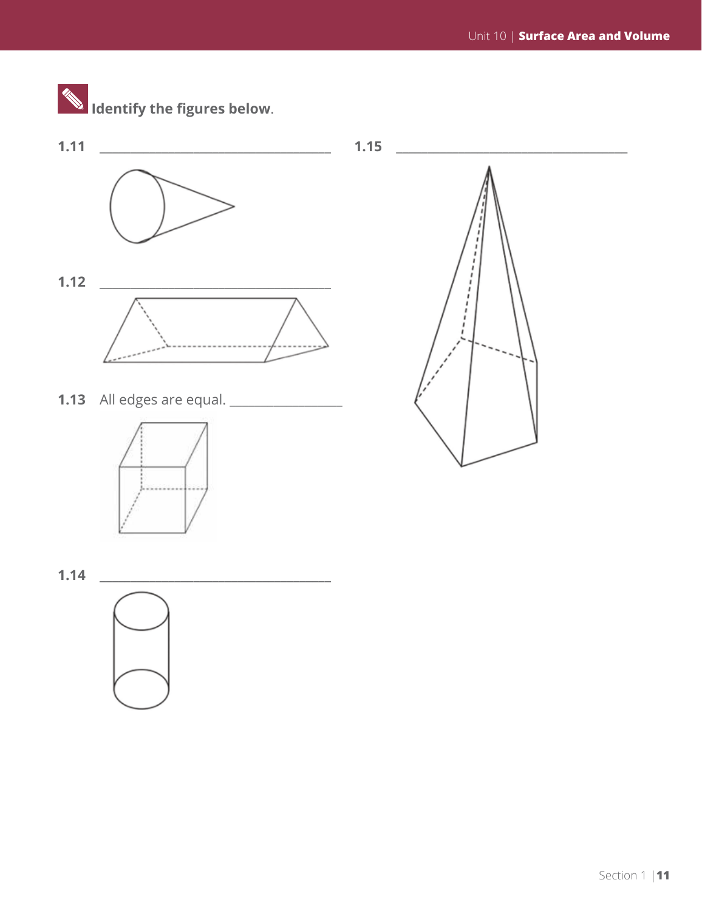**Identify the figures below.**

**1.11** ________________________________

**1.12** ________________________________

**1.13** All edges are equal. ________________

**1.14** ________________________________

**1.15** ________________________________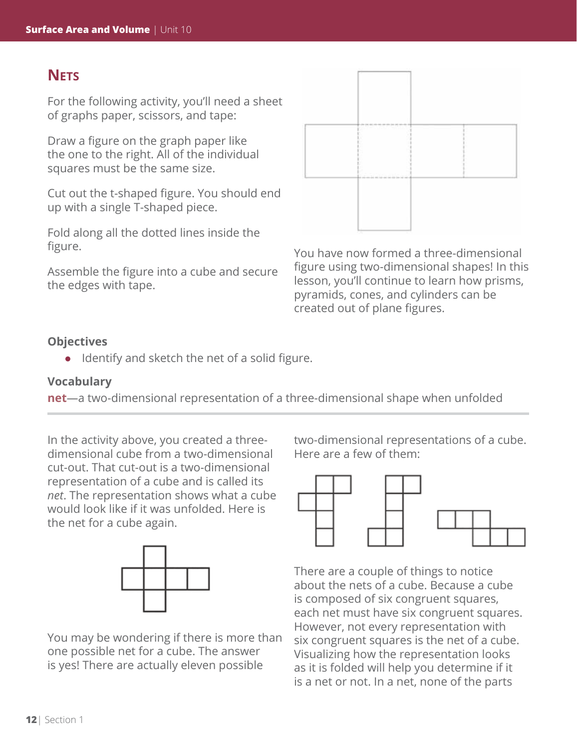## Nets

For the following activity, you'll need a sheet of graphs paper, scissors, and tape:

Draw a figure on the graph paper like the one to the right. All of the individual squares must be the same size.

Cut out the t-shaped figure. You should end up with a single T-shaped piece.

Fold along all the dotted lines inside the figure.

Assemble the figure into a cube and secure the edges with tape.

You have now formed a three-dimensional figure using two-dimensional shapes! In this lesson, you'll continue to learn how prisms, pyramids, cones, and cylinders can be created out of plane figures.

### Objectives

- Identify and sketch the net of a solid figure.

### Vocabulary

**net**—a two-dimensional representation of a three-dimensional shape when unfolded

---

In the activity above, you created a three-dimensional cube from a two-dimensional cut-out. That cut-out is a two-dimensional representation of a cube and is called its *net*. The representation shows what a cube would look like if it was unfolded. Here is the net for a cube again.

You may be wondering if there is more than one possible net for a cube. The answer is yes! There are actually eleven possible two-dimensional representations of a cube. Here are a few of them:

There are a couple of things to notice about the nets of a cube. Because a cube is composed of six congruent squares, each net must have six congruent squares. However, not every representation with six congruent squares is the net of a cube. Visualizing how the representation looks as it is folded will help you determine if it is a net or not. In a net, none of the parts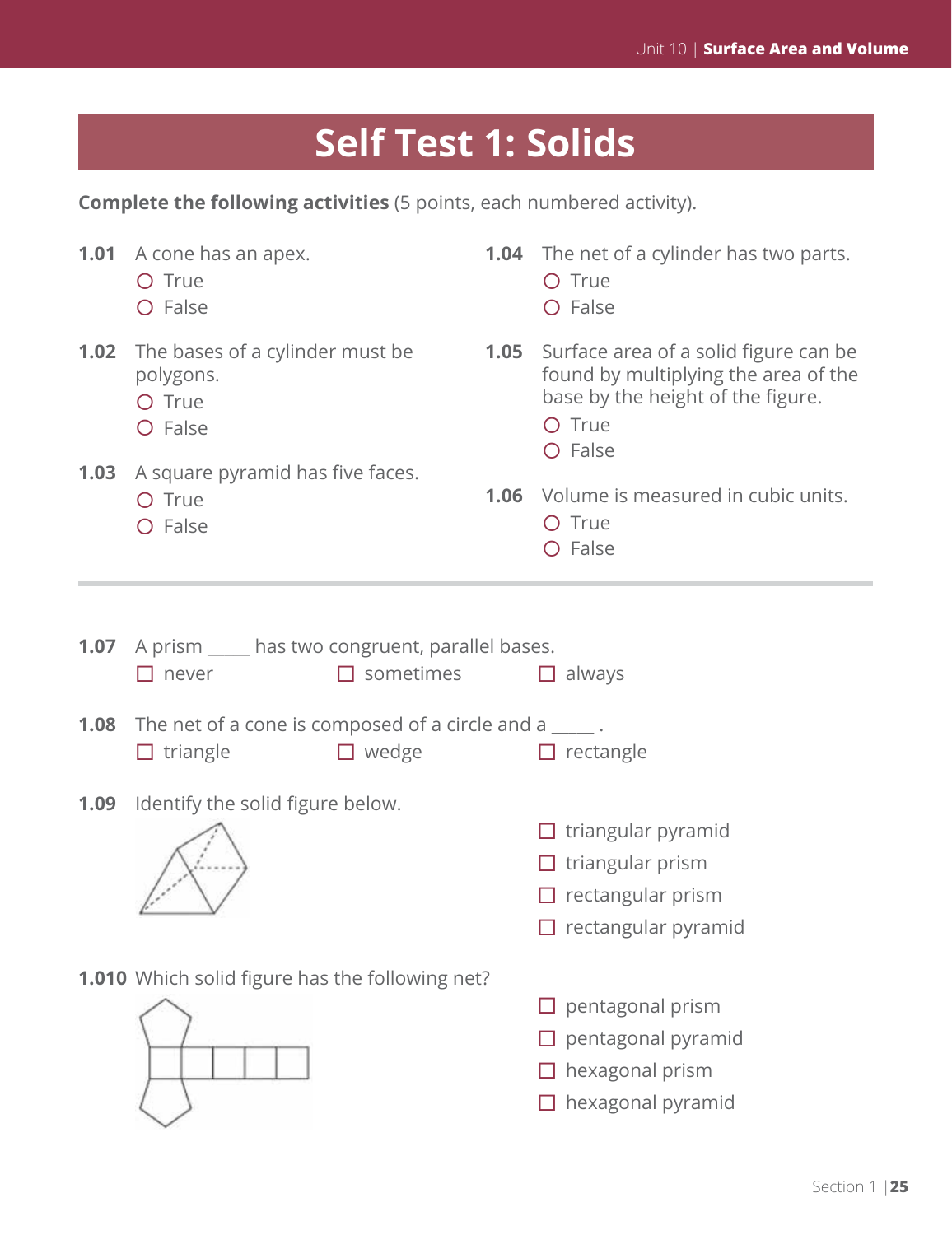# Self Test 1: Solids

**Complete the following activities** (5 points, each numbered activity).

**1.01** A cone has an apex.
- ○ True
- ○ False

**1.02** The bases of a cylinder must be polygons.
- ○ True
- ○ False

**1.03** A square pyramid has five faces.
- ○ True
- ○ False

**1.04** The net of a cylinder has two parts.
- ○ True
- ○ False

**1.05** Surface area of a solid figure can be found by multiplying the area of the base by the height of the figure.
- ○ True
- ○ False

**1.06** Volume is measured in cubic units.
- ○ True
- ○ False

---

**1.07** A prism _____ has two congruent, parallel bases.
- ☐ never
- ☐ sometimes
- ☐ always

**1.08** The net of a cone is composed of a circle and a _____ .
- ☐ triangle
- ☐ wedge
- ☐ rectangle

**1.09** Identify the solid figure below.
- ☐ triangular pyramid
- ☐ triangular prism
- ☐ rectangular prism
- ☐ rectangular pyramid

**1.010** Which solid figure has the following net?
- ☐ pentagonal prism
- ☐ pentagonal pyramid
- ☐ hexagonal prism
- ☐ hexagonal pyramid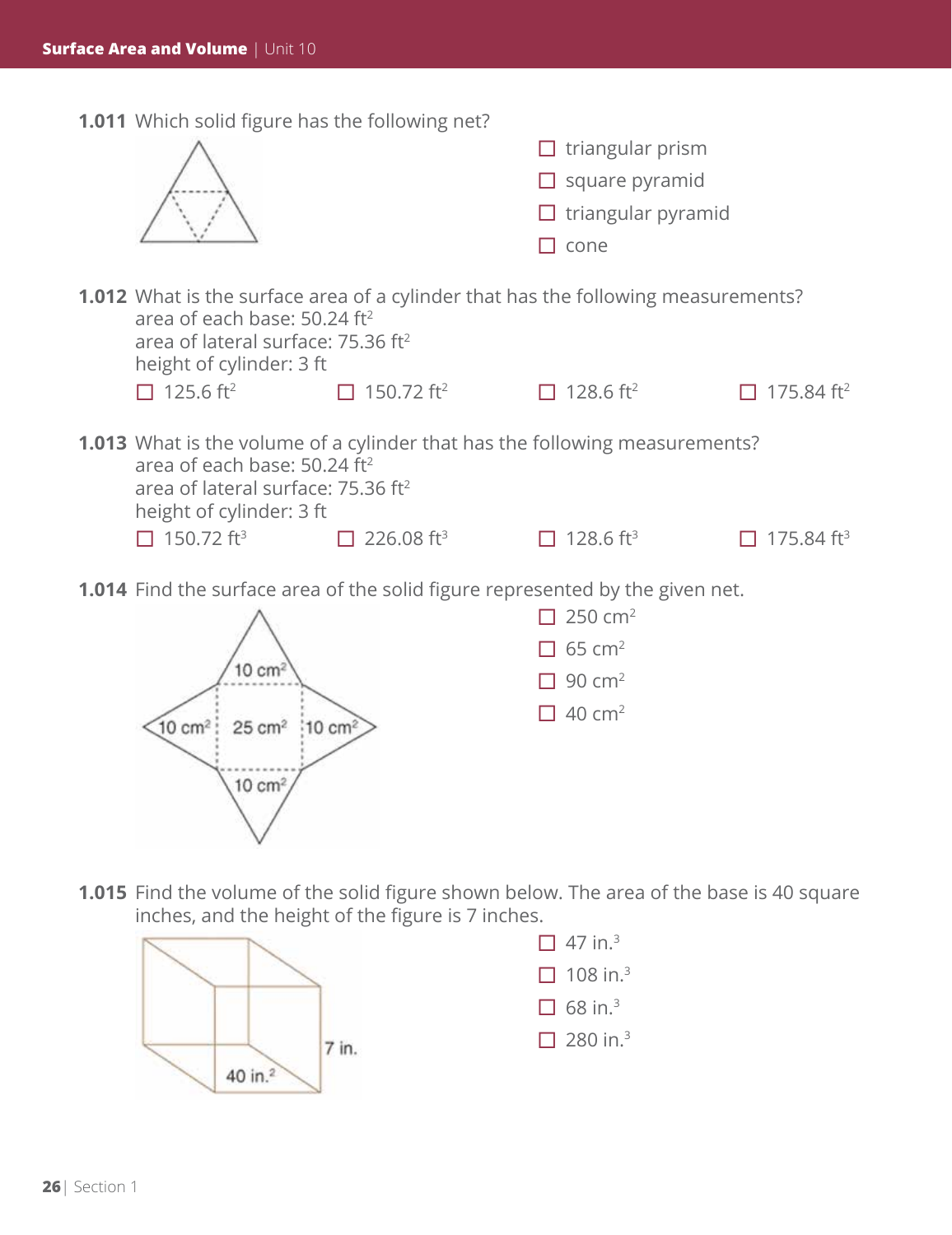**1.011** Which solid figure has the following net?

- ☐ triangular prism
- ☐ square pyramid
- ☐ triangular pyramid
- ☐ cone

**1.012** What is the surface area of a cylinder that has the following measurements?
area of each base: 50.24 $ft^2$
area of lateral surface: 75.36 $ft^2$
height of cylinder: 3 ft

☐ 125.6 $ft^2$ ☐ 150.72 $ft^2$ ☐ 128.6 $ft^2$ ☐ 175.84 $ft^2$

**1.013** What is the volume of a cylinder that has the following measurements?
area of each base: 50.24 $ft^2$
area of lateral surface: 75.36 $ft^2$
height of cylinder: 3 ft

☐ 150.72 $ft^3$ ☐ 226.08 $ft^3$ ☐ 128.6 $ft^3$ ☐ 175.84 $ft^3$

**1.014** Find the surface area of the solid figure represented by the given net.

10 $cm^2$, 10 $cm^2$, 25 $cm^2$, 10 $cm^2$, 10 $cm^2$

- ☐ 250 $cm^2$
- ☐ 65 $cm^2$
- ☐ 90 $cm^2$
- ☐ 40 $cm^2$

**1.015** Find the volume of the solid figure shown below. The area of the base is 40 square inches, and the height of the figure is 7 inches.

7 in., 40 $in.^2$

- ☐ 47 $in.^3$
- ☐ 108 $in.^3$
- ☐ 68 $in.^3$
- ☐ 280 $in.^3$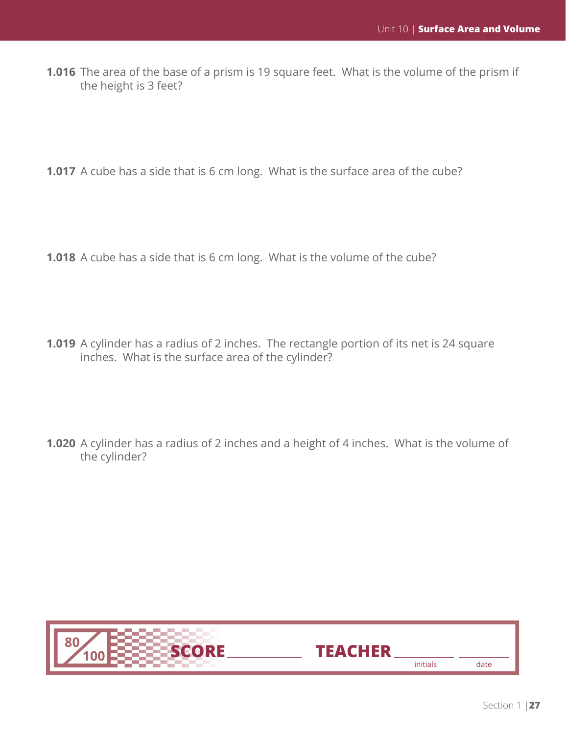**1.016** The area of the base of a prism is 19 square feet. What is the volume of the prism if the height is 3 feet?

**1.017** A cube has a side that is 6 cm long. What is the surface area of the cube?

**1.018** A cube has a side that is 6 cm long. What is the volume of the cube?

**1.019** A cylinder has a radius of 2 inches. The rectangle portion of its net is 24 square inches. What is the surface area of the cylinder?

**1.020** A cylinder has a radius of 2 inches and a height of 4 inches. What is the volume of the cylinder?

80/100 **SCORE** ____________ **TEACHER** ____________ initials ____________ date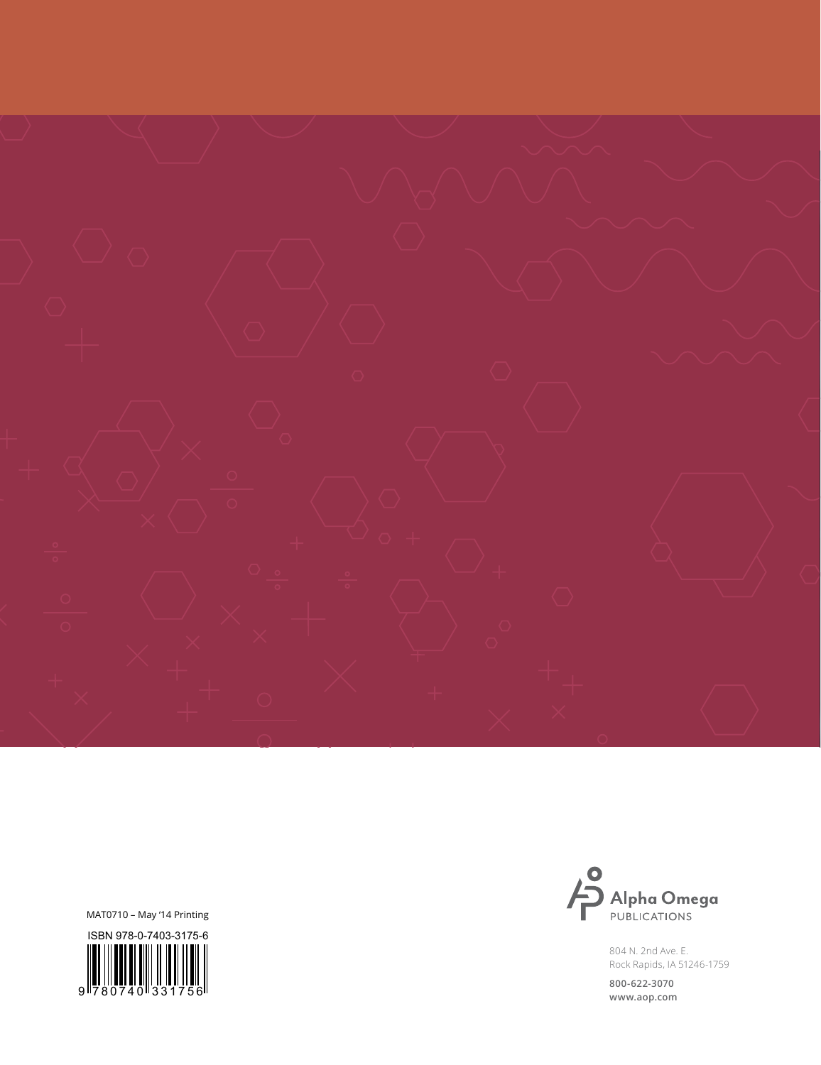MAT0710 – May '14 Printing

ISBN 978-0-7403-3175-6

9 780740 331756

Alpha Omega
PUBLICATIONS

804 N. 2nd Ave. E.
Rock Rapids, IA 51246-1759

**800-622-3070**
**www.aop.com**